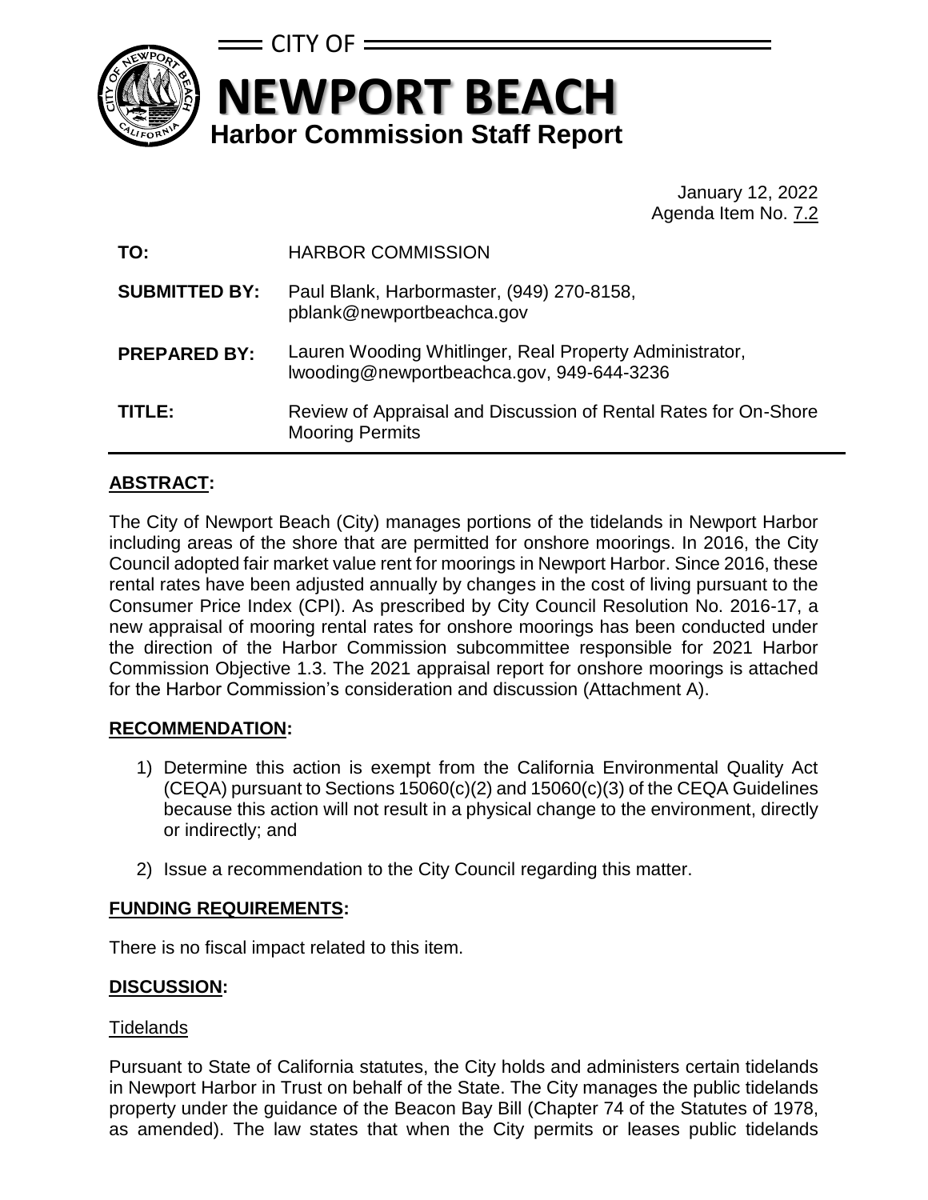CITY OF

# NEWPORT BEACH

## Harbor Commission Staff Report

January 12, 2022
Agenda Item No. 7.2

**TO:** HARBOR COMMISSION

**SUBMITTED BY:** Paul Blank, Harbormaster, (949) 270-8158, pblank@newportbeachca.gov

**PREPARED BY:** Lauren Wooding Whitlinger, Real Property Administrator, lwooding@newportbeachca.gov, 949-644-3236

**TITLE:** Review of Appraisal and Discussion of Rental Rates for On-Shore Mooring Permits

## ABSTRACT:

The City of Newport Beach (City) manages portions of the tidelands in Newport Harbor including areas of the shore that are permitted for onshore moorings. In 2016, the City Council adopted fair market value rent for moorings in Newport Harbor. Since 2016, these rental rates have been adjusted annually by changes in the cost of living pursuant to the Consumer Price Index (CPI). As prescribed by City Council Resolution No. 2016-17, a new appraisal of mooring rental rates for onshore moorings has been conducted under the direction of the Harbor Commission subcommittee responsible for 2021 Harbor Commission Objective 1.3. The 2021 appraisal report for onshore moorings is attached for the Harbor Commission's consideration and discussion (Attachment A).

## RECOMMENDATION:

1) Determine this action is exempt from the California Environmental Quality Act (CEQA) pursuant to Sections 15060(c)(2) and 15060(c)(3) of the CEQA Guidelines because this action will not result in a physical change to the environment, directly or indirectly; and
2) Issue a recommendation to the City Council regarding this matter.

## FUNDING REQUIREMENTS:

There is no fiscal impact related to this item.

## DISCUSSION:

### Tidelands

Pursuant to State of California statutes, the City holds and administers certain tidelands in Newport Harbor in Trust on behalf of the State. The City manages the public tidelands property under the guidance of the Beacon Bay Bill (Chapter 74 of the Statutes of 1978, as amended). The law states that when the City permits or leases public tidelands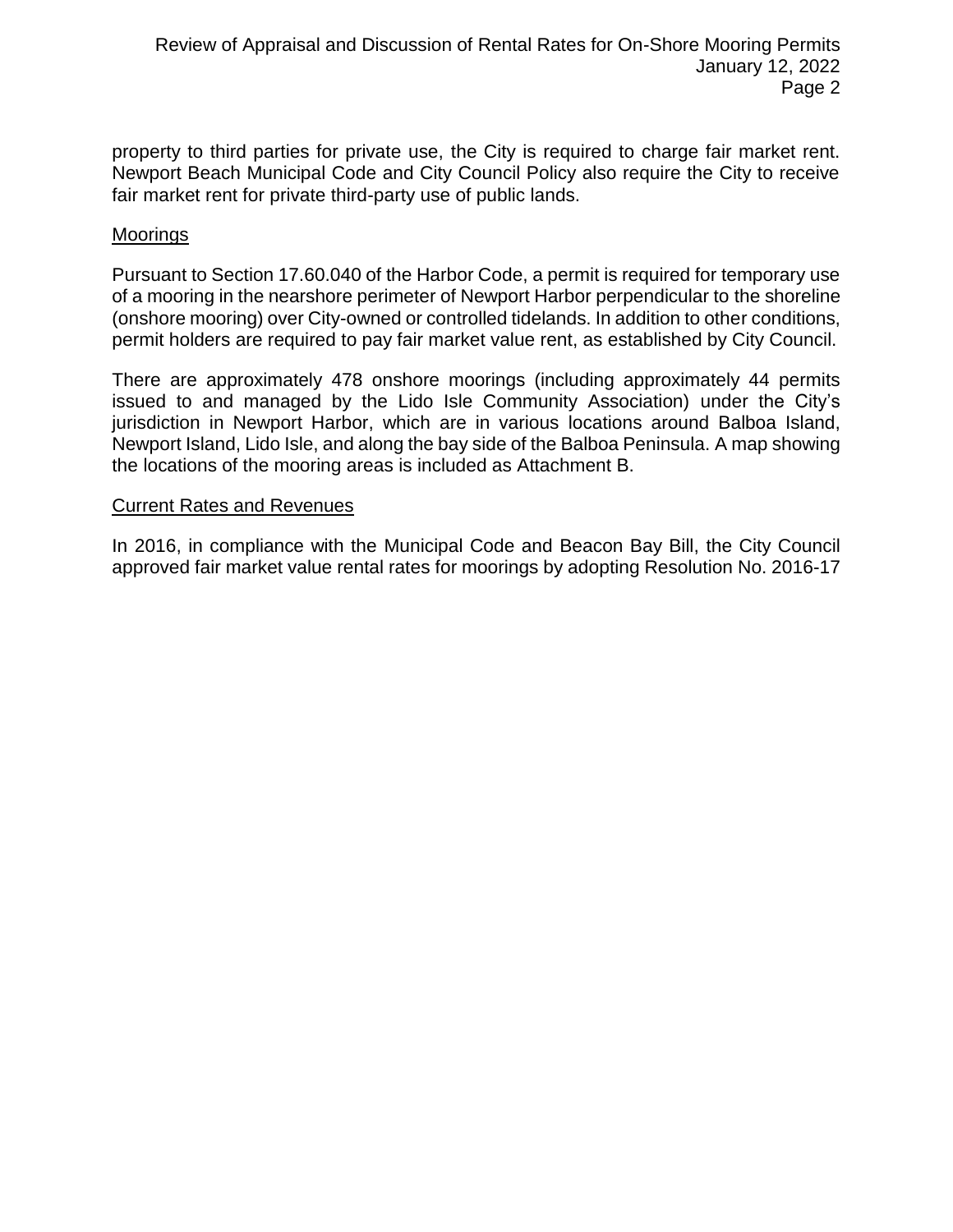property to third parties for private use, the City is required to charge fair market rent. Newport Beach Municipal Code and City Council Policy also require the City to receive fair market rent for private third-party use of public lands.

### Moorings

Pursuant to Section 17.60.040 of the Harbor Code, a permit is required for temporary use of a mooring in the nearshore perimeter of Newport Harbor perpendicular to the shoreline (onshore mooring) over City-owned or controlled tidelands. In addition to other conditions, permit holders are required to pay fair market value rent, as established by City Council.

There are approximately 478 onshore moorings (including approximately 44 permits issued to and managed by the Lido Isle Community Association) under the City's jurisdiction in Newport Harbor, which are in various locations around Balboa Island, Newport Island, Lido Isle, and along the bay side of the Balboa Peninsula. A map showing the locations of the mooring areas is included as Attachment B.

### Current Rates and Revenues

In 2016, in compliance with the Municipal Code and Beacon Bay Bill, the City Council approved fair market value rental rates for moorings by adopting Resolution No. 2016-17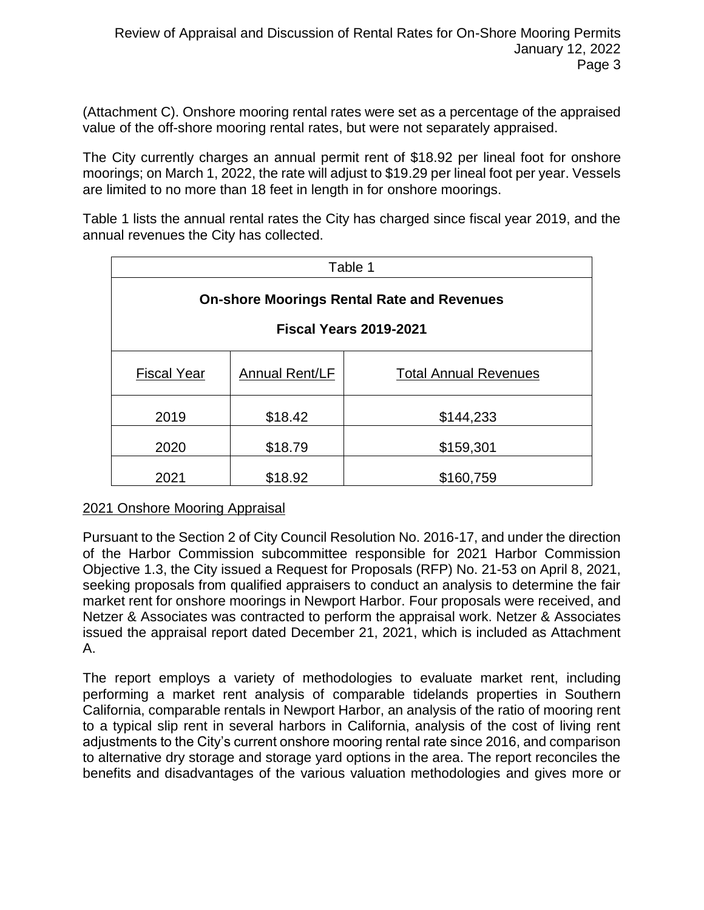(Attachment C). Onshore mooring rental rates were set as a percentage of the appraised value of the off-shore mooring rental rates, but were not separately appraised.

The City currently charges an annual permit rent of $18.92 per lineal foot for onshore moorings; on March 1, 2022, the rate will adjust to $19.29 per lineal foot per year. Vessels are limited to no more than 18 feet in length in for onshore moorings.

Table 1 lists the annual rental rates the City has charged since fiscal year 2019, and the annual revenues the City has collected.

Table 1

**On-shore Moorings Rental Rate and Revenues**

**Fiscal Years 2019-2021**

| Fiscal Year | Annual Rent/LF | Total Annual Revenues |
|---|---|---|
| 2019 | $18.42 | $144,233 |
| 2020 | $18.79 | $159,301 |
| 2021 | $18.92 | $160,759 |

## 2021 Onshore Mooring Appraisal

Pursuant to the Section 2 of City Council Resolution No. 2016-17, and under the direction of the Harbor Commission subcommittee responsible for 2021 Harbor Commission Objective 1.3, the City issued a Request for Proposals (RFP) No. 21-53 on April 8, 2021, seeking proposals from qualified appraisers to conduct an analysis to determine the fair market rent for onshore moorings in Newport Harbor. Four proposals were received, and Netzer & Associates was contracted to perform the appraisal work. Netzer & Associates issued the appraisal report dated December 21, 2021, which is included as Attachment A.

The report employs a variety of methodologies to evaluate market rent, including performing a market rent analysis of comparable tidelands properties in Southern California, comparable rentals in Newport Harbor, an analysis of the ratio of mooring rent to a typical slip rent in several harbors in California, analysis of the cost of living rent adjustments to the City's current onshore mooring rental rate since 2016, and comparison to alternative dry storage and storage yard options in the area. The report reconciles the benefits and disadvantages of the various valuation methodologies and gives more or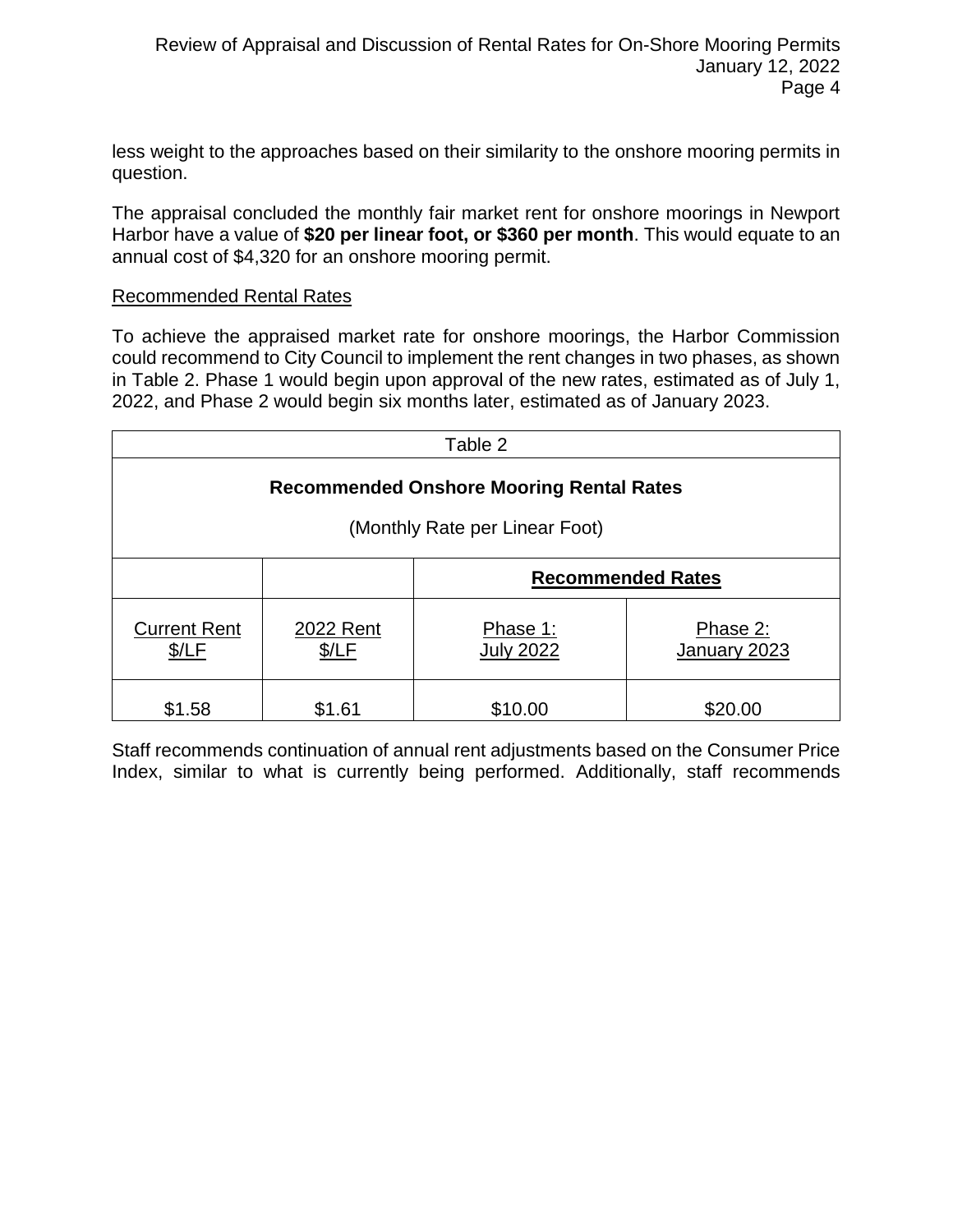less weight to the approaches based on their similarity to the onshore mooring permits in question.

The appraisal concluded the monthly fair market rent for onshore moorings in Newport Harbor have a value of **$20 per linear foot, or $360 per month**. This would equate to an annual cost of $4,320 for an onshore mooring permit.

Recommended Rental Rates

To achieve the appraised market rate for onshore moorings, the Harbor Commission could recommend to City Council to implement the rent changes in two phases, as shown in Table 2. Phase 1 would begin upon approval of the new rates, estimated as of July 1, 2022, and Phase 2 would begin six months later, estimated as of January 2023.

Table 2

**Recommended Onshore Mooring Rental Rates**

(Monthly Rate per Linear Foot)

| | | **Recommended Rates** | |
|---|---|---|---|
| Current Rent $/LF | 2022 Rent $/LF | Phase 1: July 2022 | Phase 2: January 2023 |
| $1.58 | $1.61 | $10.00 | $20.00 |

Staff recommends continuation of annual rent adjustments based on the Consumer Price Index, similar to what is currently being performed. Additionally, staff recommends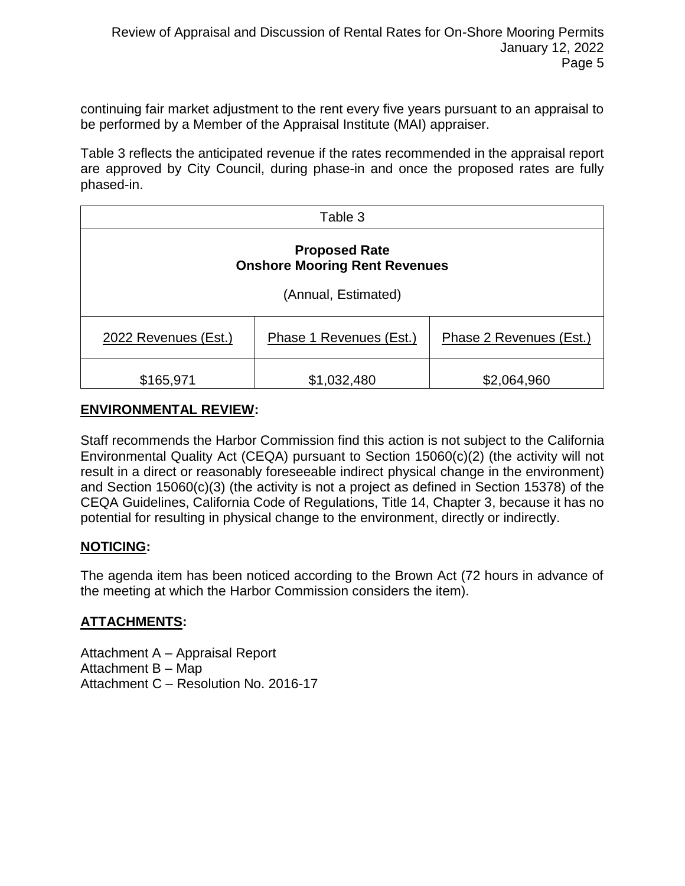continuing fair market adjustment to the rent every five years pursuant to an appraisal to be performed by a Member of the Appraisal Institute (MAI) appraiser.

Table 3 reflects the anticipated revenue if the rates recommended in the appraisal report are approved by City Council, during phase-in and once the proposed rates are fully phased-in.

Table 3

**Proposed Rate**
**Onshore Mooring Rent Revenues**

(Annual, Estimated)

| 2022 Revenues (Est.) | Phase 1 Revenues (Est.) | Phase 2 Revenues (Est.) |
|---|---|---|
| $165,971 | $1,032,480 | $2,064,960 |

## ENVIRONMENTAL REVIEW:

Staff recommends the Harbor Commission find this action is not subject to the California Environmental Quality Act (CEQA) pursuant to Section 15060(c)(2) (the activity will not result in a direct or reasonably foreseeable indirect physical change in the environment) and Section 15060(c)(3) (the activity is not a project as defined in Section 15378) of the CEQA Guidelines, California Code of Regulations, Title 14, Chapter 3, because it has no potential for resulting in physical change to the environment, directly or indirectly.

## NOTICING:

The agenda item has been noticed according to the Brown Act (72 hours in advance of the meeting at which the Harbor Commission considers the item).

## ATTACHMENTS:

Attachment A – Appraisal Report
Attachment B – Map
Attachment C – Resolution No. 2016-17